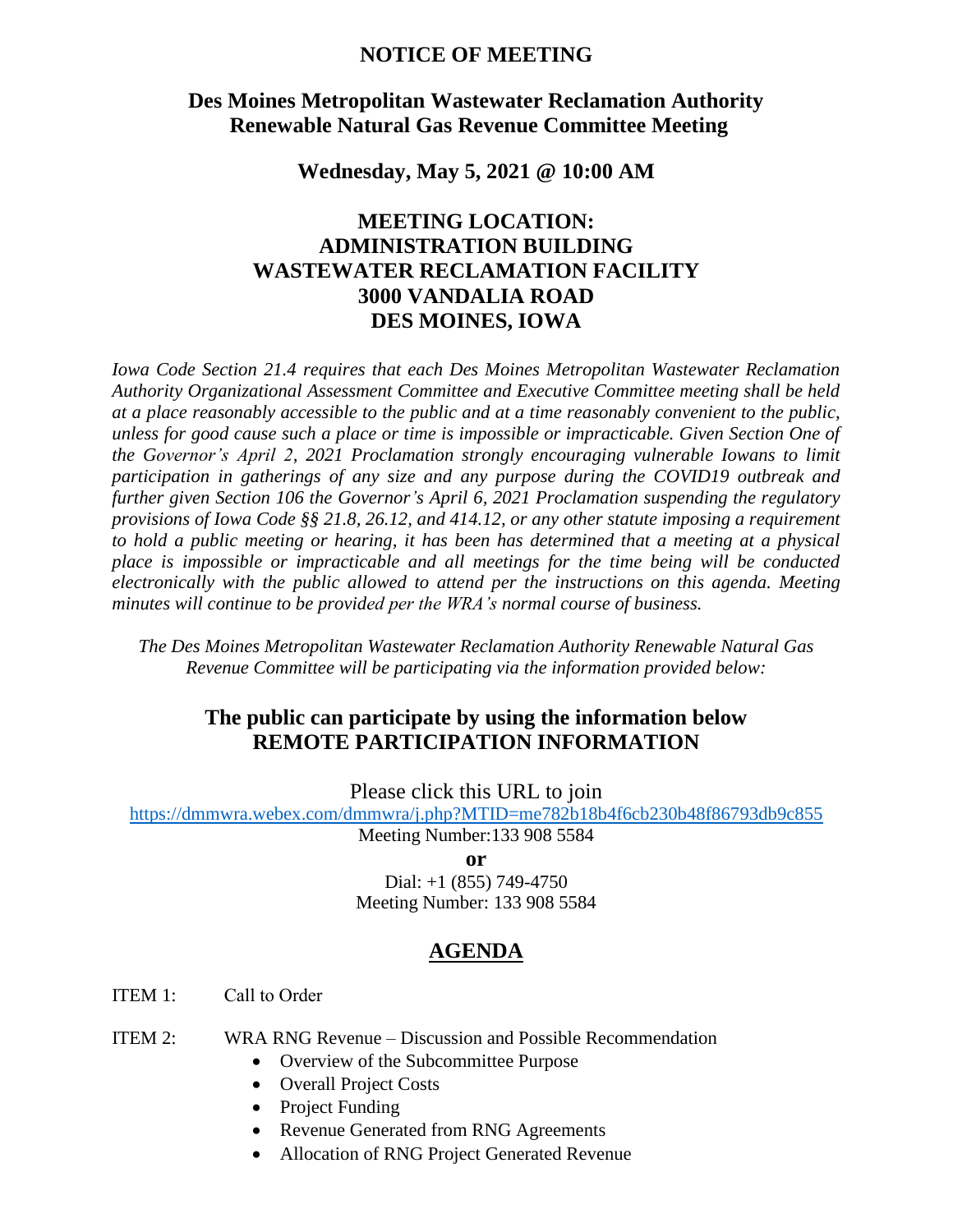# NOTICE OF MEETING

## Des Moines Metropolitan Wastewater Reclamation Authority Renewable Natural Gas Revenue Committee Meeting

### Wednesday, May 5, 2021 @ 10:00 AM

## MEETING LOCATION: ADMINISTRATION BUILDING WASTEWATER RECLAMATION FACILITY 3000 VANDALIA ROAD DES MOINES, IOWA

*Iowa Code Section 21.4 requires that each Des Moines Metropolitan Wastewater Reclamation Authority Organizational Assessment Committee and Executive Committee meeting shall be held at a place reasonably accessible to the public and at a time reasonably convenient to the public, unless for good cause such a place or time is impossible or impracticable. Given Section One of the Governor's April 2, 2021 Proclamation strongly encouraging vulnerable Iowans to limit participation in gatherings of any size and any purpose during the COVID19 outbreak and further given Section 106 the Governor's April 6, 2021 Proclamation suspending the regulatory provisions of Iowa Code §§ 21.8, 26.12, and 414.12, or any other statute imposing a requirement to hold a public meeting or hearing, it has been has determined that a meeting at a physical place is impossible or impracticable and all meetings for the time being will be conducted electronically with the public allowed to attend per the instructions on this agenda. Meeting minutes will continue to be provided per the WRA's normal course of business.*

*The Des Moines Metropolitan Wastewater Reclamation Authority Renewable Natural Gas Revenue Committee will be participating via the information provided below:*

## The public can participate by using the information below REMOTE PARTICIPATION INFORMATION

Please click this URL to join
https://dmmwra.webex.com/dmmwra/j.php?MTID=me782b18b4f6cb230b48f86793db9c855
Meeting Number:133 908 5584

**or**

Dial: +1 (855) 749-4750
Meeting Number: 133 908 5584

## AGENDA

ITEM 1: Call to Order

ITEM 2: WRA RNG Revenue – Discussion and Possible Recommendation

- Overview of the Subcommittee Purpose
- Overall Project Costs
- Project Funding
- Revenue Generated from RNG Agreements
- Allocation of RNG Project Generated Revenue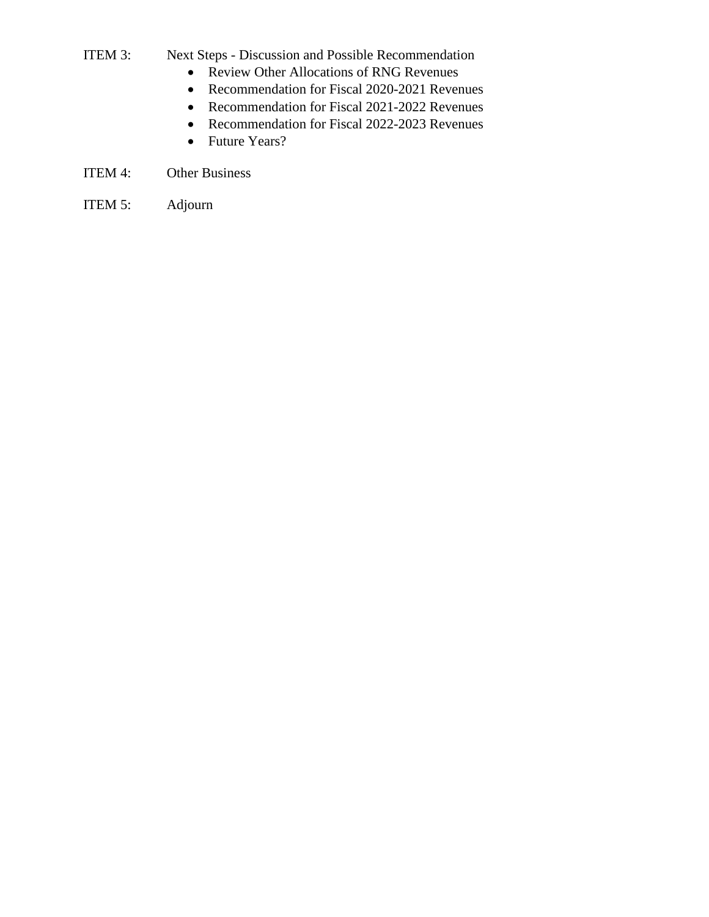ITEM 3: Next Steps - Discussion and Possible Recommendation

- Review Other Allocations of RNG Revenues
- Recommendation for Fiscal 2020-2021 Revenues
- Recommendation for Fiscal 2021-2022 Revenues
- Recommendation for Fiscal 2022-2023 Revenues
- Future Years?

ITEM 4: Other Business

ITEM 5: Adjourn